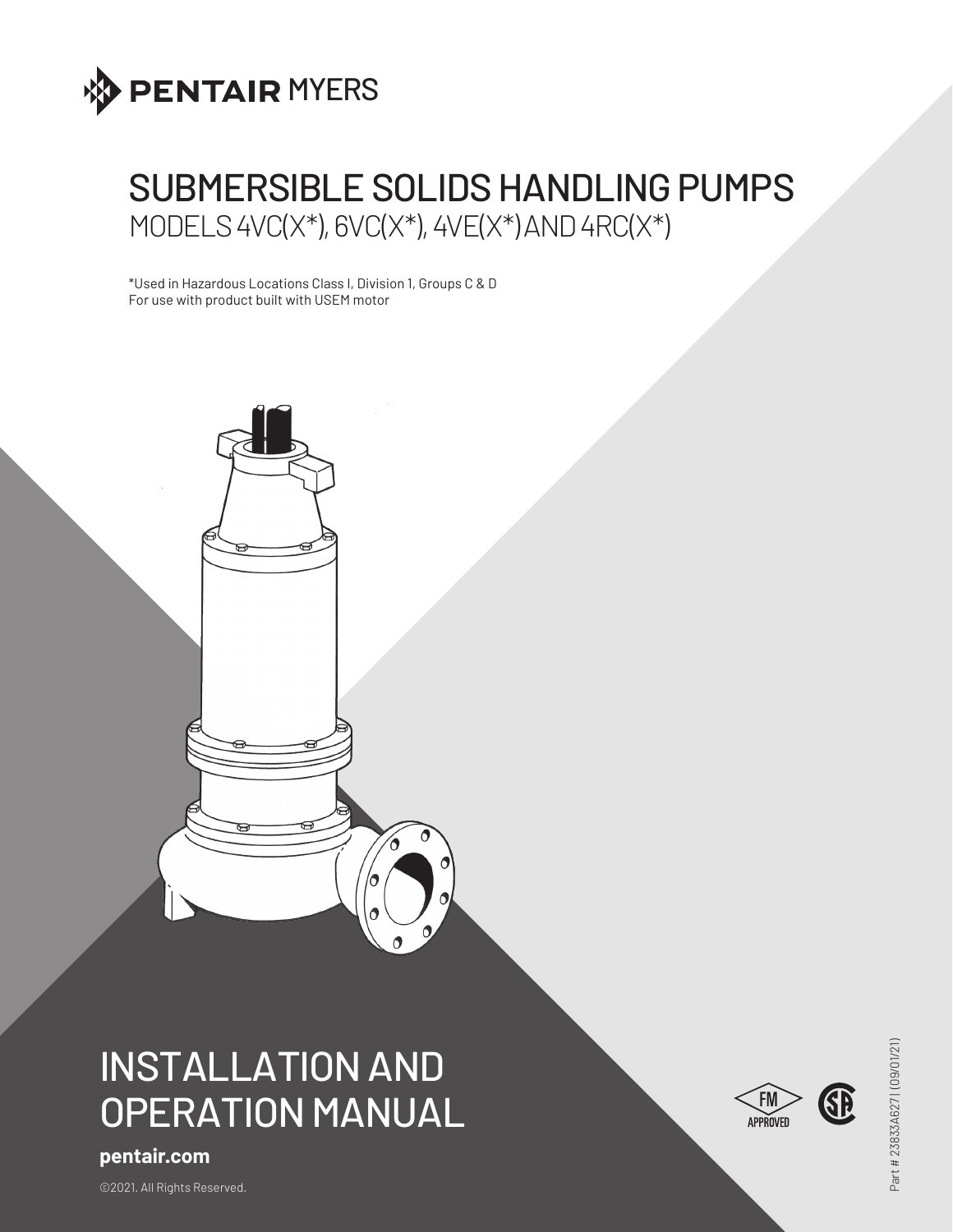PENTAIR MYERS

# SUBMERSIBLE SOLIDS HANDLING PUMPS

## MODELS 4VC(X*), 6VC(X*), 4VE(X*) AND 4RC(X*)

*Used in Hazardous Locations Class I, Division 1, Groups C & D
For use with product built with USEM motor

# INSTALLATION AND OPERATION MANUAL

**pentair.com**

©2021. All Rights Reserved.

FM APPROVED

Part # 23833A627 | (09/01/21)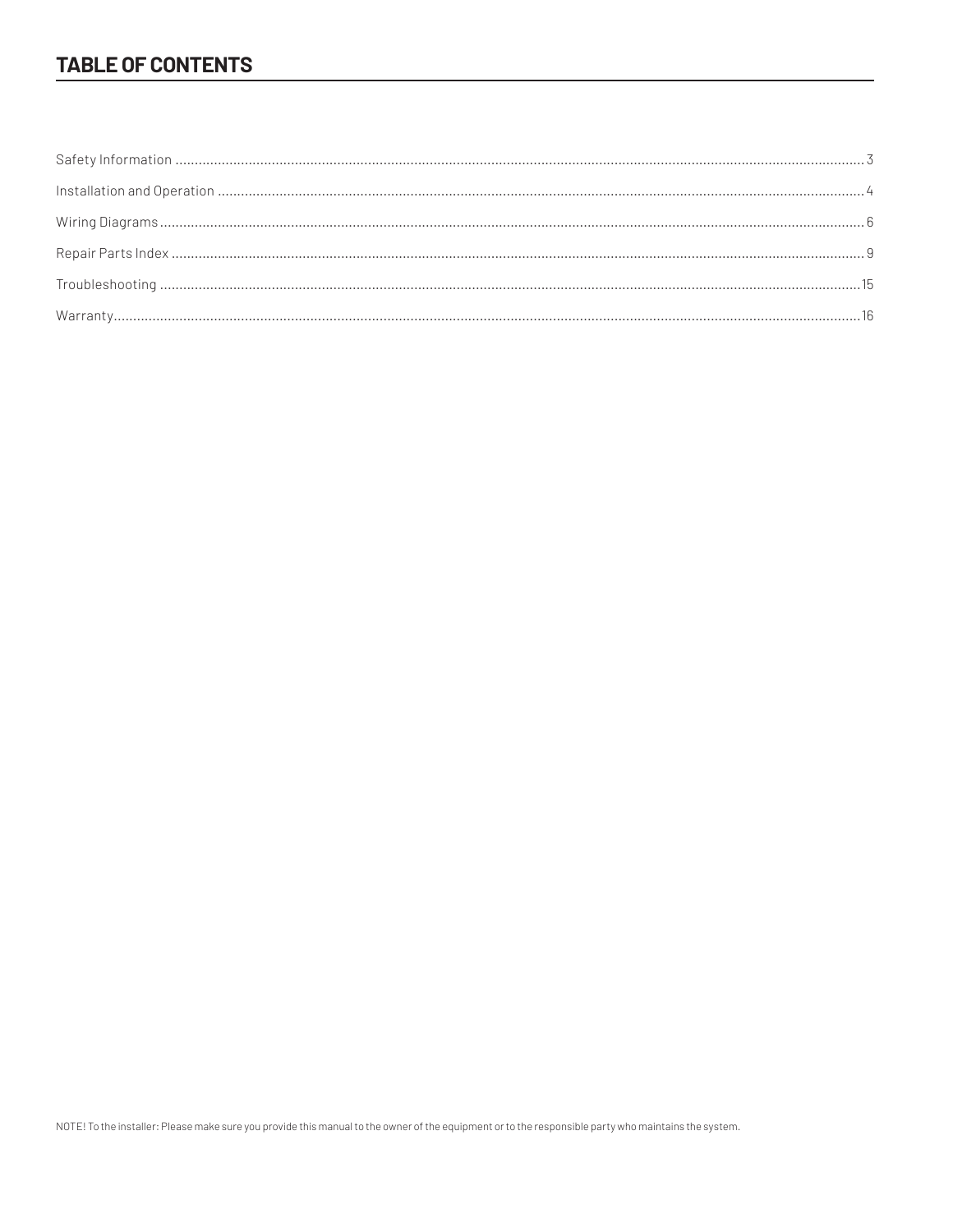## TABLE OF CONTENTS

Safety Information ........................................................................ 3

Installation and Operation ........................................................................ 4

Wiring Diagrams ........................................................................ 6

Repair Parts Index ........................................................................ 9

Troubleshooting ........................................................................ 15

Warranty ........................................................................ 16

NOTE! To the installer: Please make sure you provide this manual to the owner of the equipment or to the responsible party who maintains the system.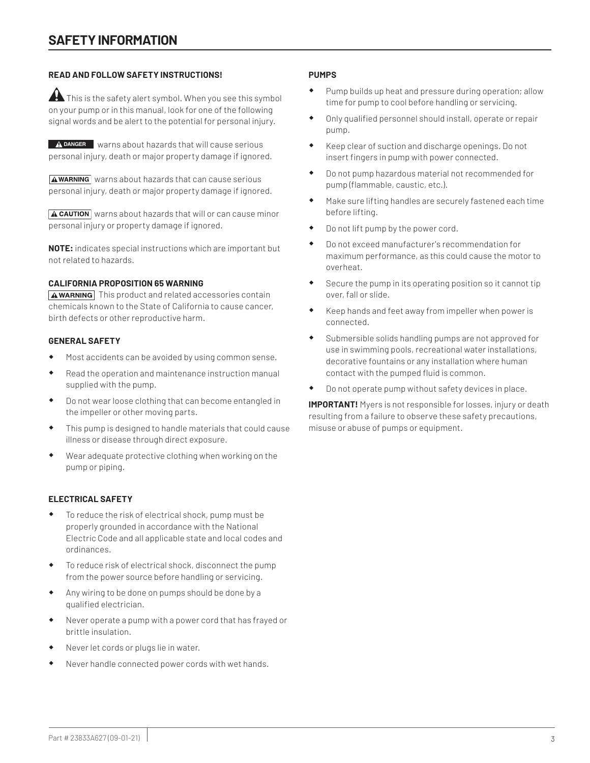# SAFETY INFORMATION

**READ AND FOLLOW SAFETY INSTRUCTIONS!**

⚠ This is the safety alert symbol. When you see this symbol on your pump or in this manual, look for one of the following signal words and be alert to the potential for personal injury.

**⚠ DANGER** warns about hazards that will cause serious personal injury, death or major property damage if ignored.

**⚠ WARNING** warns about hazards that can cause serious personal injury, death or major property damage if ignored.

**⚠ CAUTION** warns about hazards that will or can cause minor personal injury or property damage if ignored.

**NOTE:** indicates special instructions which are important but not related to hazards.

**CALIFORNIA PROPOSITION 65 WARNING**

**⚠ WARNING** This product and related accessories contain chemicals known to the State of California to cause cancer, birth defects or other reproductive harm.

**GENERAL SAFETY**

- Most accidents can be avoided by using common sense.
- Read the operation and maintenance instruction manual supplied with the pump.
- Do not wear loose clothing that can become entangled in the impeller or other moving parts.
- This pump is designed to handle materials that could cause illness or disease through direct exposure.
- Wear adequate protective clothing when working on the pump or piping.

**ELECTRICAL SAFETY**

- To reduce the risk of electrical shock, pump must be properly grounded in accordance with the National Electric Code and all applicable state and local codes and ordinances.
- To reduce risk of electrical shock, disconnect the pump from the power source before handling or servicing.
- Any wiring to be done on pumps should be done by a qualified electrician.
- Never operate a pump with a power cord that has frayed or brittle insulation.
- Never let cords or plugs lie in water.
- Never handle connected power cords with wet hands.

**PUMPS**

- Pump builds up heat and pressure during operation; allow time for pump to cool before handling or servicing.
- Only qualified personnel should install, operate or repair pump.
- Keep clear of suction and discharge openings. Do not insert fingers in pump with power connected.
- Do not pump hazardous material not recommended for pump (flammable, caustic, etc.).
- Make sure lifting handles are securely fastened each time before lifting.
- Do not lift pump by the power cord.
- Do not exceed manufacturer's recommendation for maximum performance, as this could cause the motor to overheat.
- Secure the pump in its operating position so it cannot tip over, fall or slide.
- Keep hands and feet away from impeller when power is connected.
- Submersible solids handling pumps are not approved for use in swimming pools, recreational water installations, decorative fountains or any installation where human contact with the pumped fluid is common.
- Do not operate pump without safety devices in place.

**IMPORTANT!** Myers is not responsible for losses, injury or death resulting from a failure to observe these safety precautions, misuse or abuse of pumps or equipment.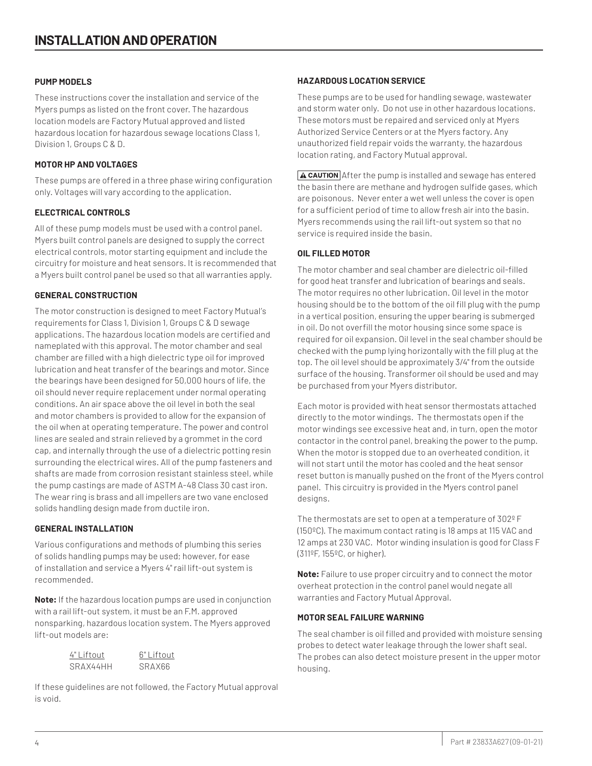# INSTALLATION AND OPERATION

### PUMP MODELS

These instructions cover the installation and service of the Myers pumps as listed on the front cover. The hazardous location models are Factory Mutual approved and listed hazardous location for hazardous sewage locations Class 1, Division 1, Groups C & D.

### MOTOR HP AND VOLTAGES

These pumps are offered in a three phase wiring configuration only. Voltages will vary according to the application.

### ELECTRICAL CONTROLS

All of these pump models must be used with a control panel. Myers built control panels are designed to supply the correct electrical controls, motor starting equipment and include the circuitry for moisture and heat sensors. It is recommended that a Myers built control panel be used so that all warranties apply.

### GENERAL CONSTRUCTION

The motor construction is designed to meet Factory Mutual's requirements for Class 1, Division 1, Groups C & D sewage applications. The hazardous location models are certified and nameplated with this approval. The motor chamber and seal chamber are filled with a high dielectric type oil for improved lubrication and heat transfer of the bearings and motor. Since the bearings have been designed for 50,000 hours of life, the oil should never require replacement under normal operating conditions. An air space above the oil level in both the seal and motor chambers is provided to allow for the expansion of the oil when at operating temperature. The power and control lines are sealed and strain relieved by a grommet in the cord cap, and internally through the use of a dielectric potting resin surrounding the electrical wires. All of the pump fasteners and shafts are made from corrosion resistant stainless steel, while the pump castings are made of ASTM A-48 Class 30 cast iron. The wear ring is brass and all impellers are two vane enclosed solids handling design made from ductile iron.

### GENERAL INSTALLATION

Various configurations and methods of plumbing this series of solids handling pumps may be used; however, for ease of installation and service a Myers 4" rail lift-out system is recommended.

**Note:** If the hazardous location pumps are used in conjunction with a rail lift-out system, it must be an F.M. approved nonsparking, hazardous location system. The Myers approved lift-out models are:

| 4" Liftout | 6" Liftout |
|---|---|
| SRAX44HH | SRAX66 |

If these guidelines are not followed, the Factory Mutual approval is void.

### HAZARDOUS LOCATION SERVICE

These pumps are to be used for handling sewage, wastewater and storm water only. Do not use in other hazardous locations. These motors must be repaired and serviced only at Myers Authorized Service Centers or at the Myers factory. Any unauthorized field repair voids the warranty, the hazardous location rating, and Factory Mutual approval.

**⚠ CAUTION** After the pump is installed and sewage has entered the basin there are methane and hydrogen sulfide gases, which are poisonous. Never enter a wet well unless the cover is open for a sufficient period of time to allow fresh air into the basin. Myers recommends using the rail lift-out system so that no service is required inside the basin.

### OIL FILLED MOTOR

The motor chamber and seal chamber are dielectric oil-filled for good heat transfer and lubrication of bearings and seals. The motor requires no other lubrication. Oil level in the motor housing should be to the bottom of the oil fill plug with the pump in a vertical position, ensuring the upper bearing is submerged in oil. Do not overfill the motor housing since some space is required for oil expansion. Oil level in the seal chamber should be checked with the pump lying horizontally with the fill plug at the top. The oil level should be approximately 3/4" from the outside surface of the housing. Transformer oil should be used and may be purchased from your Myers distributor.

Each motor is provided with heat sensor thermostats attached directly to the motor windings. The thermostats open if the motor windings see excessive heat and, in turn, open the motor contactor in the control panel, breaking the power to the pump. When the motor is stopped due to an overheated condition, it will not start until the motor has cooled and the heat sensor reset button is manually pushed on the front of the Myers control panel. This circuitry is provided in the Myers control panel designs.

The thermostats are set to open at a temperature of 302º F (150ºC). The maximum contact rating is 18 amps at 115 VAC and 12 amps at 230 VAC. Motor winding insulation is good for Class F (311ºF, 155ºC, or higher).

**Note:** Failure to use proper circuitry and to connect the motor overheat protection in the control panel would negate all warranties and Factory Mutual Approval.

### MOTOR SEAL FAILURE WARNING

The seal chamber is oil filled and provided with moisture sensing probes to detect water leakage through the lower shaft seal. The probes can also detect moisture present in the upper motor housing.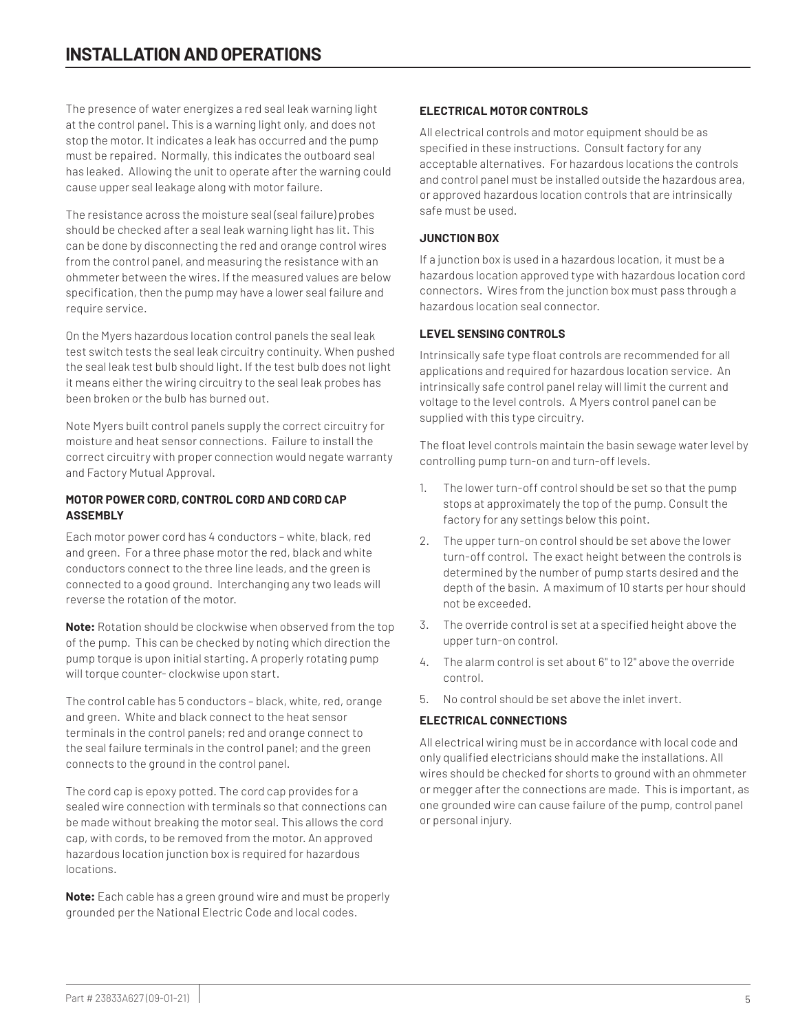# INSTALLATION AND OPERATIONS

The presence of water energizes a red seal leak warning light at the control panel. This is a warning light only, and does not stop the motor. It indicates a leak has occurred and the pump must be repaired. Normally, this indicates the outboard seal has leaked. Allowing the unit to operate after the warning could cause upper seal leakage along with motor failure.

The resistance across the moisture seal (seal failure) probes should be checked after a seal leak warning light has lit. This can be done by disconnecting the red and orange control wires from the control panel, and measuring the resistance with an ohmmeter between the wires. If the measured values are below specification, then the pump may have a lower seal failure and require service.

On the Myers hazardous location control panels the seal leak test switch tests the seal leak circuitry continuity. When pushed the seal leak test bulb should light. If the test bulb does not light it means either the wiring circuitry to the seal leak probes has been broken or the bulb has burned out.

Note Myers built control panels supply the correct circuitry for moisture and heat sensor connections. Failure to install the correct circuitry with proper connection would negate warranty and Factory Mutual Approval.

### MOTOR POWER CORD, CONTROL CORD AND CORD CAP ASSEMBLY

Each motor power cord has 4 conductors – white, black, red and green. For a three phase motor the red, black and white conductors connect to the three line leads, and the green is connected to a good ground. Interchanging any two leads will reverse the rotation of the motor.

**Note:** Rotation should be clockwise when observed from the top of the pump. This can be checked by noting which direction the pump torque is upon initial starting. A properly rotating pump will torque counter- clockwise upon start.

The control cable has 5 conductors – black, white, red, orange and green. White and black connect to the heat sensor terminals in the control panels; red and orange connect to the seal failure terminals in the control panel; and the green connects to the ground in the control panel.

The cord cap is epoxy potted. The cord cap provides for a sealed wire connection with terminals so that connections can be made without breaking the motor seal. This allows the cord cap, with cords, to be removed from the motor. An approved hazardous location junction box is required for hazardous locations.

**Note:** Each cable has a green ground wire and must be properly grounded per the National Electric Code and local codes.

### ELECTRICAL MOTOR CONTROLS

All electrical controls and motor equipment should be as specified in these instructions. Consult factory for any acceptable alternatives. For hazardous locations the controls and control panel must be installed outside the hazardous area, or approved hazardous location controls that are intrinsically safe must be used.

### JUNCTION BOX

If a junction box is used in a hazardous location, it must be a hazardous location approved type with hazardous location cord connectors. Wires from the junction box must pass through a hazardous location seal connector.

### LEVEL SENSING CONTROLS

Intrinsically safe type float controls are recommended for all applications and required for hazardous location service. An intrinsically safe control panel relay will limit the current and voltage to the level controls. A Myers control panel can be supplied with this type circuitry.

The float level controls maintain the basin sewage water level by controlling pump turn-on and turn-off levels.

1. The lower turn-off control should be set so that the pump stops at approximately the top of the pump. Consult the factory for any settings below this point.
2. The upper turn-on control should be set above the lower turn-off control. The exact height between the controls is determined by the number of pump starts desired and the depth of the basin. A maximum of 10 starts per hour should not be exceeded.
3. The override control is set at a specified height above the upper turn-on control.
4. The alarm control is set about 6" to 12" above the override control.
5. No control should be set above the inlet invert.

### ELECTRICAL CONNECTIONS

All electrical wiring must be in accordance with local code and only qualified electricians should make the installations. All wires should be checked for shorts to ground with an ohmmeter or megger after the connections are made. This is important, as one grounded wire can cause failure of the pump, control panel or personal injury.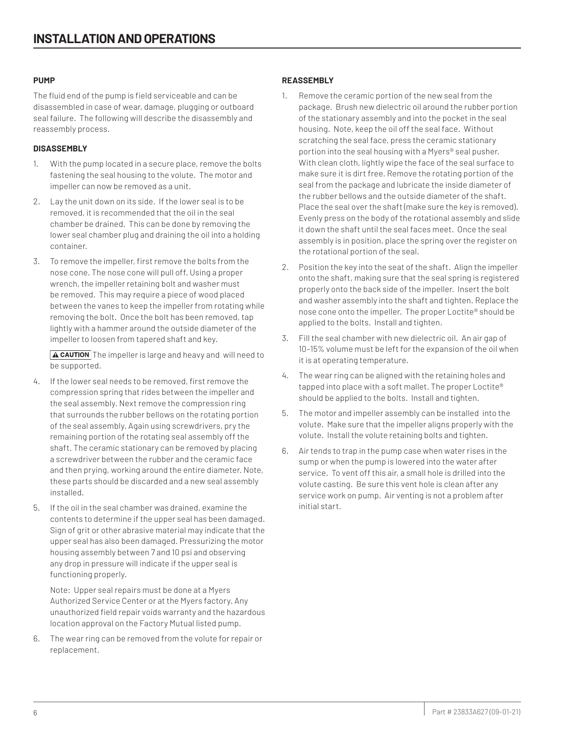# INSTALLATION AND OPERATIONS

### PUMP

The fluid end of the pump is field serviceable and can be disassembled in case of wear, damage, plugging or outboard seal failure. The following will describe the disassembly and reassembly process.

### DISASSEMBLY

1. With the pump located in a secure place, remove the bolts fastening the seal housing to the volute. The motor and impeller can now be removed as a unit.
2. Lay the unit down on its side. If the lower seal is to be removed, it is recommended that the oil in the seal chamber be drained. This can be done by removing the lower seal chamber plug and draining the oil into a holding container.
3. To remove the impeller, first remove the bolts from the nose cone. The nose cone will pull off. Using a proper wrench, the impeller retaining bolt and washer must be removed. This may require a piece of wood placed between the vanes to keep the impeller from rotating while removing the bolt. Once the bolt has been removed, tap lightly with a hammer around the outside diameter of the impeller to loosen from tapered shaft and key.

   **⚠ CAUTION** The impeller is large and heavy and will need to be supported.

4. If the lower seal needs to be removed, first remove the compression spring that rides between the impeller and the seal assembly. Next remove the compression ring that surrounds the rubber bellows on the rotating portion of the seal assembly. Again using screwdrivers, pry the remaining portion of the rotating seal assembly off the shaft. The ceramic stationary can be removed by placing a screwdriver between the rubber and the ceramic face and then prying, working around the entire diameter. Note, these parts should be discarded and a new seal assembly installed.
5. If the oil in the seal chamber was drained, examine the contents to determine if the upper seal has been damaged. Sign of grit or other abrasive material may indicate that the upper seal has also been damaged. Pressurizing the motor housing assembly between 7 and 10 psi and observing any drop in pressure will indicate if the upper seal is functioning properly.

   Note: Upper seal repairs must be done at a Myers Authorized Service Center or at the Myers factory. Any unauthorized field repair voids warranty and the hazardous location approval on the Factory Mutual listed pump.

6. The wear ring can be removed from the volute for repair or replacement.

### REASSEMBLY

1. Remove the ceramic portion of the new seal from the package. Brush new dielectric oil around the rubber portion of the stationary assembly and into the pocket in the seal housing. Note, keep the oil off the seal face. Without scratching the seal face, press the ceramic stationary portion into the seal housing with a Myers® seal pusher. With clean cloth, lightly wipe the face of the seal surface to make sure it is dirt free. Remove the rotating portion of the seal from the package and lubricate the inside diameter of the rubber bellows and the outside diameter of the shaft. Place the seal over the shaft (make sure the key is removed). Evenly press on the body of the rotational assembly and slide it down the shaft until the seal faces meet. Once the seal assembly is in position, place the spring over the register on the rotational portion of the seal.
2. Position the key into the seat of the shaft. Align the impeller onto the shaft, making sure that the seal spring is registered properly onto the back side of the impeller. Insert the bolt and washer assembly into the shaft and tighten. Replace the nose cone onto the impeller. The proper Loctite® should be applied to the bolts. Install and tighten.
3. Fill the seal chamber with new dielectric oil. An air gap of 10–15% volume must be left for the expansion of the oil when it is at operating temperature.
4. The wear ring can be aligned with the retaining holes and tapped into place with a soft mallet. The proper Loctite® should be applied to the bolts. Install and tighten.
5. The motor and impeller assembly can be installed into the volute. Make sure that the impeller aligns properly with the volute. Install the volute retaining bolts and tighten.
6. Air tends to trap in the pump case when water rises in the sump or when the pump is lowered into the water after service. To vent off this air, a small hole is drilled into the volute casting. Be sure this vent hole is clean after any service work on pump. Air venting is not a problem after initial start.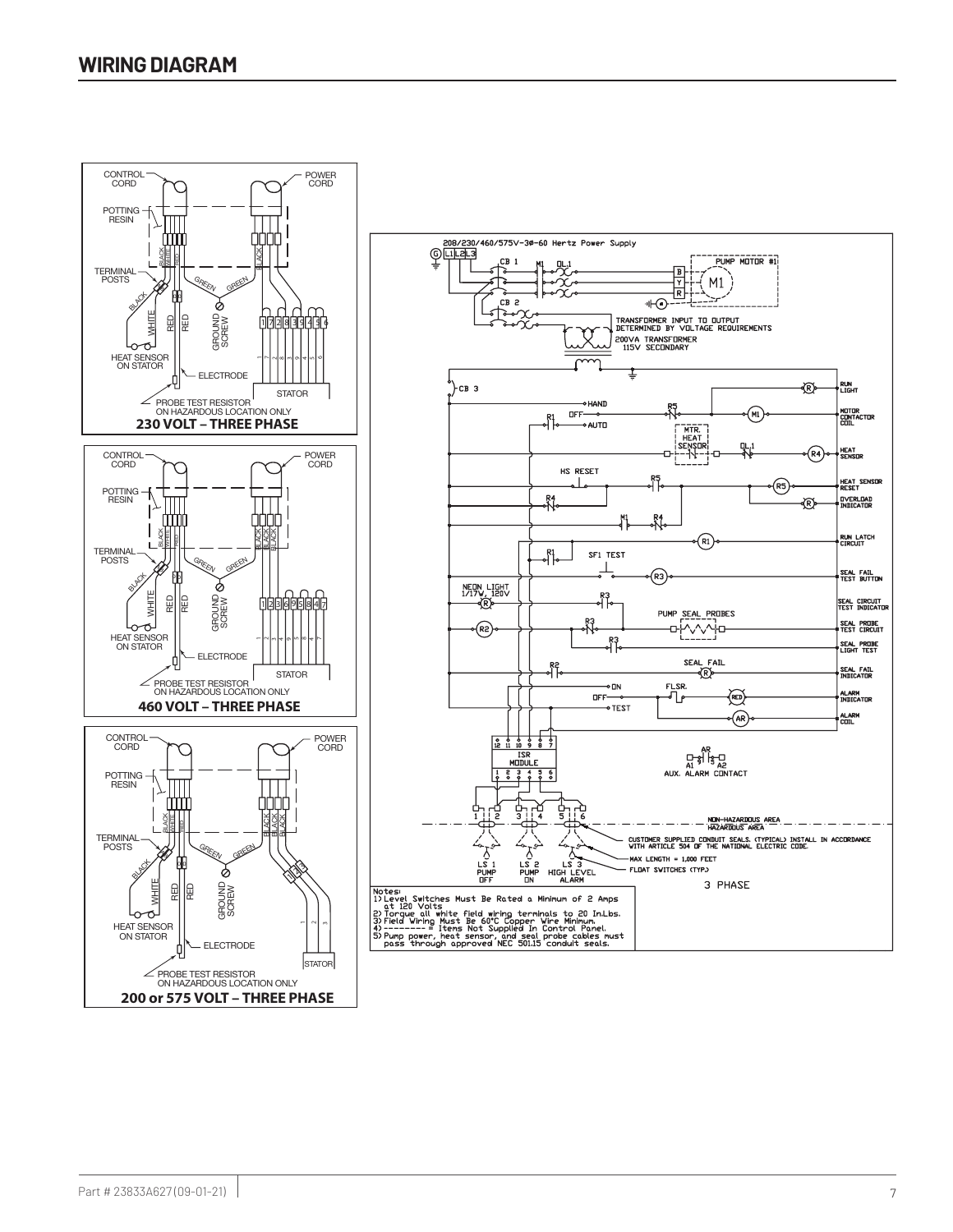# WIRING DIAGRAM

**230 VOLT – THREE PHASE**

**460 VOLT – THREE PHASE**

**200 or 575 VOLT – THREE PHASE**

208/230/460/575V-3Ø-60 Hertz Power Supply

TRANSFORMER INPUT TO OUTPUT DETERMINED BY VOLTAGE REQUIREMENTS
200VA TRANSFORMER 115V SECONDARY

CUSTOMER SUPPLIED CONDUIT SEALS. (TYPICAL) INSTALL IN ACCORDANCE WITH ARTICLE 504 OF THE NATIONAL ELECTRIC CODE.

MAX LENGTH = 1,000 FEET

FLOAT SWITCHES (TYP.)

3 PHASE

Notes:
1) Level Switches Must Be Rated a Minimum of 2 Amps at 120 Volts
2) Torque all white field wiring terminals to 20 In.Lbs.
3) Field Wiring Must Be 60°C Copper Wire Minimum.
4) --------- = Items Not Supplied In Control Panel.
5) Pump power, heat sensor, and seal probe cables must pass through approved NEC 501.15 conduit seals.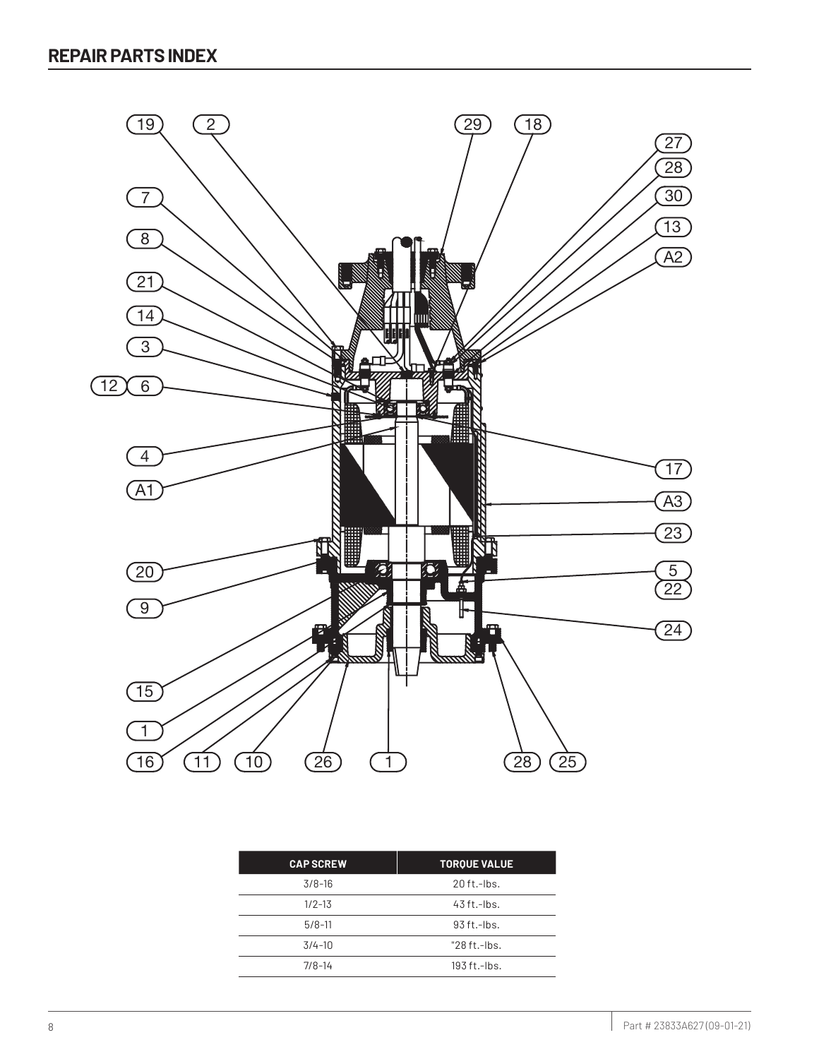## REPAIR PARTS INDEX

| CAP SCREW | TORQUE VALUE |
|---|---|
| 3/8-16 | 20 ft.-lbs. |
| 1/2-13 | 43 ft.-lbs. |
| 5/8-11 | 93 ft.-lbs. |
| 3/4-10 | "28 ft.-lbs. |
| 7/8-14 | 193 ft.-lbs. |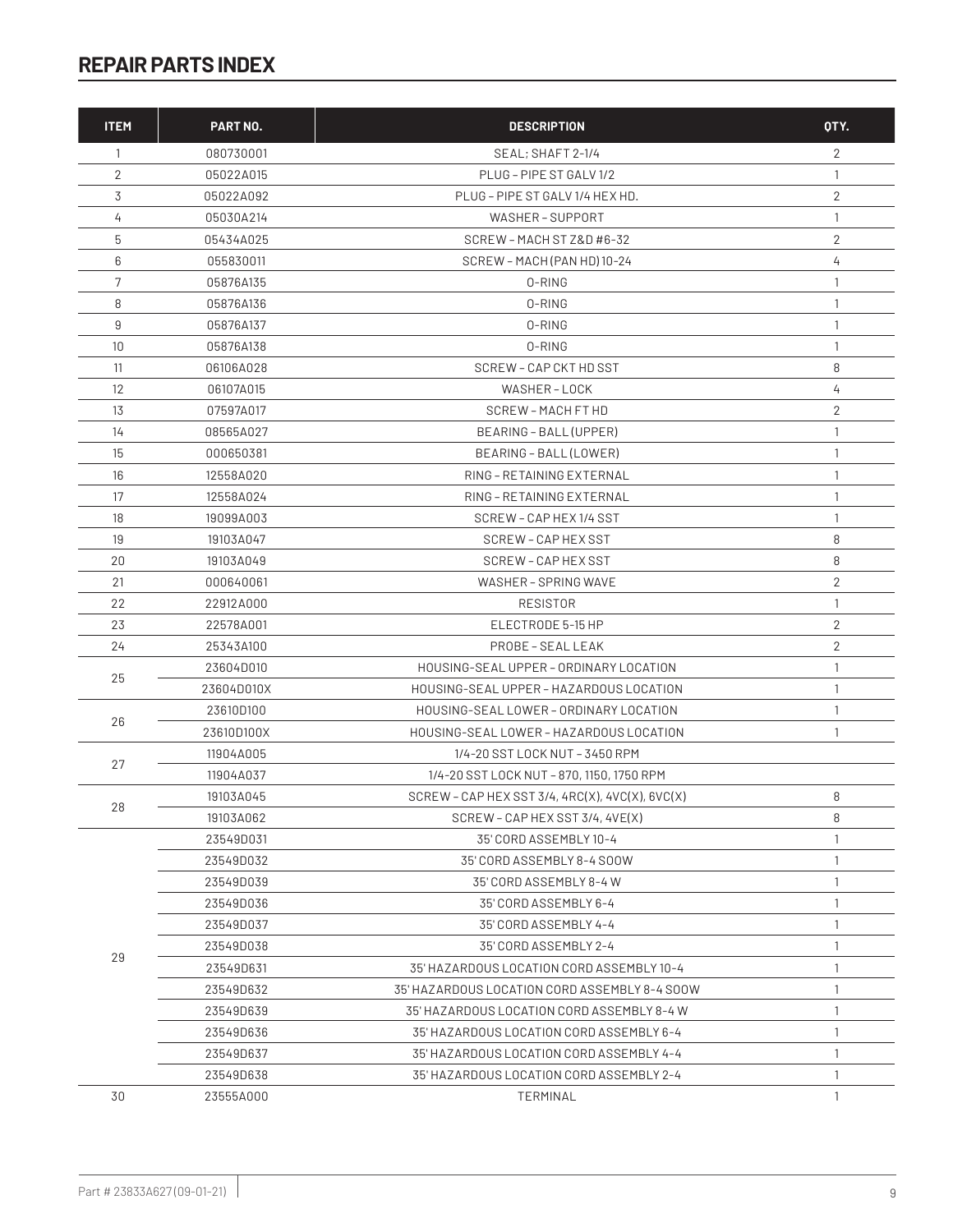## REPAIR PARTS INDEX

| ITEM | PART NO. | DESCRIPTION | QTY. |
|---|---|---|---|
| 1 | 080730001 | SEAL; SHAFT 2-1/4 | 2 |
| 2 | 05022A015 | PLUG – PIPE ST GALV 1/2 | 1 |
| 3 | 05022A092 | PLUG – PIPE ST GALV 1/4 HEX HD. | 2 |
| 4 | 05030A214 | WASHER – SUPPORT | 1 |
| 5 | 05434A025 | SCREW – MACH ST Z&D #6-32 | 2 |
| 6 | 055830011 | SCREW – MACH (PAN HD) 10-24 | 4 |
| 7 | 05876A135 | O-RING | 1 |
| 8 | 05876A136 | O-RING | 1 |
| 9 | 05876A137 | O-RING | 1 |
| 10 | 05876A138 | O-RING | 1 |
| 11 | 06106A028 | SCREW – CAP CKT HD SST | 8 |
| 12 | 06107A015 | WASHER – LOCK | 4 |
| 13 | 07597A017 | SCREW – MACH FT HD | 2 |
| 14 | 08565A027 | BEARING – BALL (UPPER) | 1 |
| 15 | 000650381 | BEARING – BALL (LOWER) | 1 |
| 16 | 12558A020 | RING – RETAINING EXTERNAL | 1 |
| 17 | 12558A024 | RING – RETAINING EXTERNAL | 1 |
| 18 | 19099A003 | SCREW – CAP HEX 1/4 SST | 1 |
| 19 | 19103A047 | SCREW – CAP HEX SST | 8 |
| 20 | 19103A049 | SCREW – CAP HEX SST | 8 |
| 21 | 000640061 | WASHER – SPRING WAVE | 2 |
| 22 | 22912A000 | RESISTOR | 1 |
| 23 | 22578A001 | ELECTRODE 5-15 HP | 2 |
| 24 | 25343A100 | PROBE – SEAL LEAK | 2 |
| 25 | 23604D010 | HOUSING-SEAL UPPER – ORDINARY LOCATION | 1 |
| | 23604D010X | HOUSING-SEAL UPPER – HAZARDOUS LOCATION | 1 |
| 26 | 23610D100 | HOUSING-SEAL LOWER – ORDINARY LOCATION | 1 |
| | 23610D100X | HOUSING-SEAL LOWER – HAZARDOUS LOCATION | 1 |
| 27 | 11904A005 | 1/4-20 SST LOCK NUT – 3450 RPM | |
| | 11904A037 | 1/4-20 SST LOCK NUT – 870, 1150, 1750 RPM | |
| 28 | 19103A045 | SCREW – CAP HEX SST 3/4, 4RC(X), 4VC(X), 6VC(X) | 8 |
| | 19103A062 | SCREW – CAP HEX SST 3/4, 4VE(X) | 8 |
| 29 | 23549D031 | 35' CORD ASSEMBLY 10-4 | 1 |
| | 23549D032 | 35' CORD ASSEMBLY 8-4 SOOW | 1 |
| | 23549D039 | 35' CORD ASSEMBLY 8-4 W | 1 |
| | 23549D036 | 35' CORD ASSEMBLY 6-4 | 1 |
| | 23549D037 | 35' CORD ASSEMBLY 4-4 | 1 |
| | 23549D038 | 35' CORD ASSEMBLY 2-4 | 1 |
| | 23549D631 | 35' HAZARDOUS LOCATION CORD ASSEMBLY 10-4 | 1 |
| | 23549D632 | 35' HAZARDOUS LOCATION CORD ASSEMBLY 8-4 SOOW | 1 |
| | 23549D639 | 35' HAZARDOUS LOCATION CORD ASSEMBLY 8-4 W | 1 |
| | 23549D636 | 35' HAZARDOUS LOCATION CORD ASSEMBLY 6-4 | 1 |
| | 23549D637 | 35' HAZARDOUS LOCATION CORD ASSEMBLY 4-4 | 1 |
| | 23549D638 | 35' HAZARDOUS LOCATION CORD ASSEMBLY 2-4 | 1 |
| 30 | 23555A000 | TERMINAL | 1 |

Part # 23833A627(09-01-21)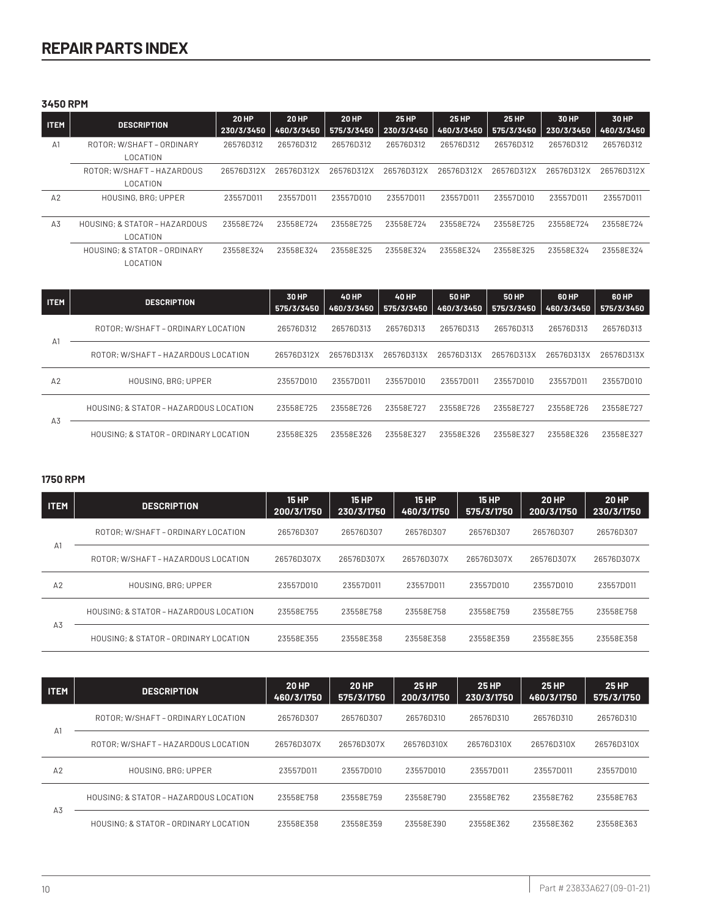# REPAIR PARTS INDEX

### 3450 RPM

| ITEM | DESCRIPTION | 20 HP 230/3/3450 | 20 HP 460/3/3450 | 20 HP 575/3/3450 | 25 HP 230/3/3450 | 25 HP 460/3/3450 | 25 HP 575/3/3450 | 30 HP 230/3/3450 | 30 HP 460/3/3450 |
|---|---|---|---|---|---|---|---|---|---|
| A1 | ROTOR; W/SHAFT – ORDINARY LOCATION | 26576D312 | 26576D312 | 26576D312 | 26576D312 | 26576D312 | 26576D312 | 26576D312 | 26576D312 |
| | ROTOR; W/SHAFT – HAZARDOUS LOCATION | 26576D312X | 26576D312X | 26576D312X | 26576D312X | 26576D312X | 26576D312X | 26576D312X | 26576D312X |
| A2 | HOUSING, BRG; UPPER | 23557D011 | 23557D011 | 23557D010 | 23557D011 | 23557D011 | 23557D010 | 23557D011 | 23557D011 |
| A3 | HOUSING; & STATOR – HAZARDOUS LOCATION | 23558E724 | 23558E724 | 23558E725 | 23558E724 | 23558E724 | 23558E725 | 23558E724 | 23558E724 |
| | HOUSING; & STATOR – ORDINARY LOCATION | 23558E324 | 23558E324 | 23558E325 | 23558E324 | 23558E324 | 23558E325 | 23558E324 | 23558E324 |

| ITEM | DESCRIPTION | 30 HP 575/3/3450 | 40 HP 460/3/3450 | 40 HP 575/3/3450 | 50 HP 460/3/3450 | 50 HP 575/3/3450 | 60 HP 460/3/3450 | 60 HP 575/3/3450 |
|---|---|---|---|---|---|---|---|---|
| A1 | ROTOR; W/SHAFT – ORDINARY LOCATION | 26576D312 | 26576D313 | 26576D313 | 26576D313 | 26576D313 | 26576D313 | 26576D313 |
| | ROTOR; W/SHAFT – HAZARDOUS LOCATION | 26576D312X | 26576D313X | 26576D313X | 26576D313X | 26576D313X | 26576D313X | 26576D313X |
| A2 | HOUSING, BRG; UPPER | 23557D010 | 23557D011 | 23557D010 | 23557D011 | 23557D010 | 23557D011 | 23557D010 |
| A3 | HOUSING; & STATOR – HAZARDOUS LOCATION | 23558E725 | 23558E726 | 23558E727 | 23558E726 | 23558E727 | 23558E726 | 23558E727 |
| | HOUSING; & STATOR – ORDINARY LOCATION | 23558E325 | 23558E326 | 23558E327 | 23558E326 | 23558E327 | 23558E326 | 23558E327 |

### 1750 RPM

| ITEM | DESCRIPTION | 15 HP 200/3/1750 | 15 HP 230/3/1750 | 15 HP 460/3/1750 | 15 HP 575/3/1750 | 20 HP 200/3/1750 | 20 HP 230/3/1750 |
|---|---|---|---|---|---|---|---|
| A1 | ROTOR; W/SHAFT – ORDINARY LOCATION | 26576D307 | 26576D307 | 26576D307 | 26576D307 | 26576D307 | 26576D307 |
| | ROTOR; W/SHAFT – HAZARDOUS LOCATION | 26576D307X | 26576D307X | 26576D307X | 26576D307X | 26576D307X | 26576D307X |
| A2 | HOUSING, BRG; UPPER | 23557D010 | 23557D011 | 23557D011 | 23557D010 | 23557D010 | 23557D011 |
| A3 | HOUSING; & STATOR – HAZARDOUS LOCATION | 23558E755 | 23558E758 | 23558E758 | 23558E759 | 23558E755 | 23558E758 |
| | HOUSING; & STATOR – ORDINARY LOCATION | 23558E355 | 23558E358 | 23558E358 | 23558E359 | 23558E355 | 23558E358 |

| ITEM | DESCRIPTION | 20 HP 460/3/1750 | 20 HP 575/3/1750 | 25 HP 200/3/1750 | 25 HP 230/3/1750 | 25 HP 460/3/1750 | 25 HP 575/3/1750 |
|---|---|---|---|---|---|---|---|
| A1 | ROTOR; W/SHAFT – ORDINARY LOCATION | 26576D307 | 26576D307 | 26576D310 | 26576D310 | 26576D310 | 26576D310 |
| | ROTOR; W/SHAFT – HAZARDOUS LOCATION | 26576D307X | 26576D307X | 26576D310X | 26576D310X | 26576D310X | 26576D310X |
| A2 | HOUSING, BRG; UPPER | 23557D011 | 23557D010 | 23557D010 | 23557D011 | 23557D011 | 23557D010 |
| A3 | HOUSING; & STATOR – HAZARDOUS LOCATION | 23558E758 | 23558E759 | 23558E790 | 23558E762 | 23558E762 | 23558E763 |
| | HOUSING; & STATOR – ORDINARY LOCATION | 23558E358 | 23558E359 | 23558E390 | 23558E362 | 23558E362 | 23558E363 |

Part # 23833A627(09-01-21)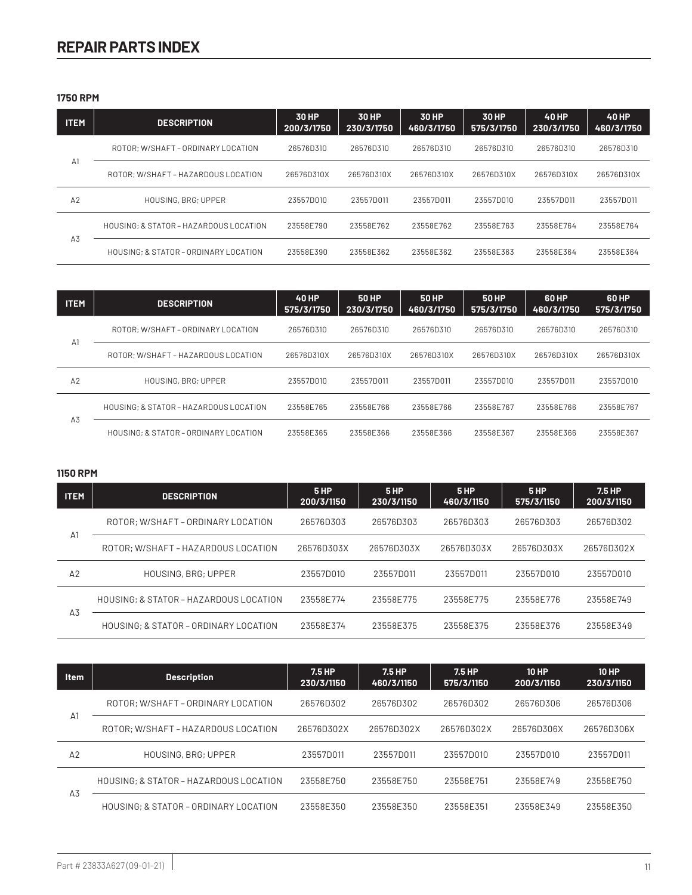# REPAIR PARTS INDEX

### 1750 RPM

| ITEM | DESCRIPTION | 30 HP 200/3/1750 | 30 HP 230/3/1750 | 30 HP 460/3/1750 | 30 HP 575/3/1750 | 40 HP 230/3/1750 | 40 HP 460/3/1750 |
|---|---|---|---|---|---|---|---|
| A1 | ROTOR; W/SHAFT – ORDINARY LOCATION | 26576D310 | 26576D310 | 26576D310 | 26576D310 | 26576D310 | 26576D310 |
| | ROTOR; W/SHAFT – HAZARDOUS LOCATION | 26576D310X | 26576D310X | 26576D310X | 26576D310X | 26576D310X | 26576D310X |
| A2 | HOUSING, BRG; UPPER | 23557D010 | 23557D011 | 23557D011 | 23557D010 | 23557D011 | 23557D011 |
| A3 | HOUSING; & STATOR – HAZARDOUS LOCATION | 23558E790 | 23558E762 | 23558E762 | 23558E763 | 23558E764 | 23558E764 |
| | HOUSING; & STATOR – ORDINARY LOCATION | 23558E390 | 23558E362 | 23558E362 | 23558E363 | 23558E364 | 23558E364 |

| ITEM | DESCRIPTION | 40 HP 575/3/1750 | 50 HP 230/3/1750 | 50 HP 460/3/1750 | 50 HP 575/3/1750 | 60 HP 460/3/1750 | 60 HP 575/3/1750 |
|---|---|---|---|---|---|---|---|
| A1 | ROTOR; W/SHAFT – ORDINARY LOCATION | 26576D310 | 26576D310 | 26576D310 | 26576D310 | 26576D310 | 26576D310 |
| | ROTOR; W/SHAFT – HAZARDOUS LOCATION | 26576D310X | 26576D310X | 26576D310X | 26576D310X | 26576D310X | 26576D310X |
| A2 | HOUSING, BRG; UPPER | 23557D010 | 23557D011 | 23557D011 | 23557D010 | 23557D011 | 23557D010 |
| A3 | HOUSING; & STATOR – HAZARDOUS LOCATION | 23558E765 | 23558E766 | 23558E766 | 23558E767 | 23558E766 | 23558E767 |
| | HOUSING; & STATOR – ORDINARY LOCATION | 23558E365 | 23558E366 | 23558E366 | 23558E367 | 23558E366 | 23558E367 |

### 1150 RPM

| ITEM | DESCRIPTION | 5 HP 200/3/1150 | 5 HP 230/3/1150 | 5 HP 460/3/1150 | 5 HP 575/3/1150 | 7.5 HP 200/3/1150 |
|---|---|---|---|---|---|---|
| A1 | ROTOR; W/SHAFT – ORDINARY LOCATION | 26576D303 | 26576D303 | 26576D303 | 26576D303 | 26576D302 |
| | ROTOR; W/SHAFT – HAZARDOUS LOCATION | 26576D303X | 26576D303X | 26576D303X | 26576D303X | 26576D302X |
| A2 | HOUSING, BRG; UPPER | 23557D010 | 23557D011 | 23557D011 | 23557D010 | 23557D010 |
| A3 | HOUSING; & STATOR – HAZARDOUS LOCATION | 23558E774 | 23558E775 | 23558E775 | 23558E776 | 23558E749 |
| | HOUSING; & STATOR – ORDINARY LOCATION | 23558E374 | 23558E375 | 23558E375 | 23558E376 | 23558E349 |

| Item | Description | 7.5 HP 230/3/1150 | 7.5 HP 460/3/1150 | 7.5 HP 575/3/1150 | 10 HP 200/3/1150 | 10 HP 230/3/1150 |
|---|---|---|---|---|---|---|
| A1 | ROTOR; W/SHAFT – ORDINARY LOCATION | 26576D302 | 26576D302 | 26576D302 | 26576D306 | 26576D306 |
| | ROTOR; W/SHAFT – HAZARDOUS LOCATION | 26576D302X | 26576D302X | 26576D302X | 26576D306X | 26576D306X |
| A2 | HOUSING, BRG; UPPER | 23557D011 | 23557D011 | 23557D010 | 23557D010 | 23557D011 |
| A3 | HOUSING; & STATOR – HAZARDOUS LOCATION | 23558E750 | 23558E750 | 23558E751 | 23558E749 | 23558E750 |
| | HOUSING; & STATOR – ORDINARY LOCATION | 23558E350 | 23558E350 | 23558E351 | 23558E349 | 23558E350 |

Part # 23833A627(09-01-21)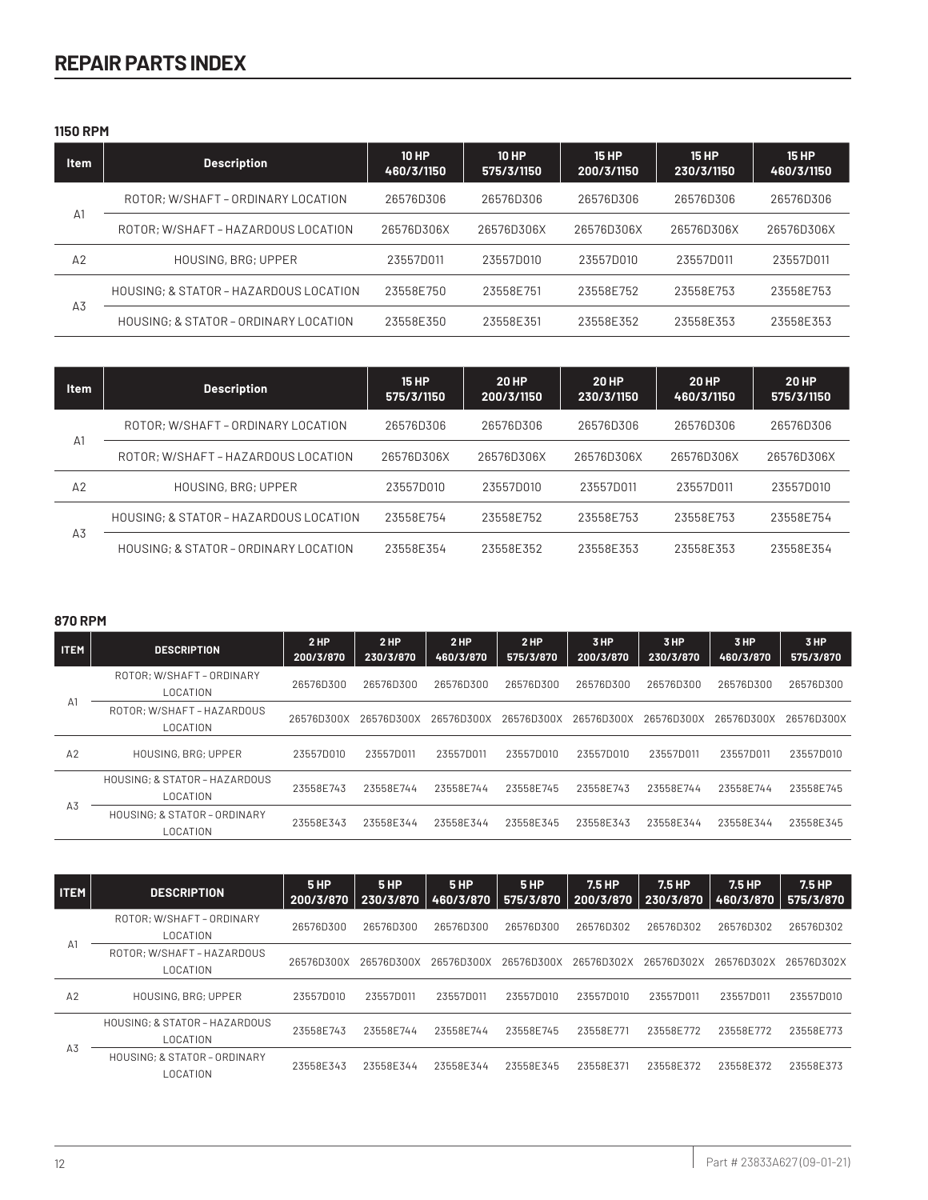# REPAIR PARTS INDEX

### 1150 RPM

| Item | Description | 10 HP 460/3/1150 | 10 HP 575/3/1150 | 15 HP 200/3/1150 | 15 HP 230/3/1150 | 15 HP 460/3/1150 |
|---|---|---|---|---|---|---|
| A1 | ROTOR; W/SHAFT – ORDINARY LOCATION | 26576D306 | 26576D306 | 26576D306 | 26576D306 | 26576D306 |
| | ROTOR; W/SHAFT – HAZARDOUS LOCATION | 26576D306X | 26576D306X | 26576D306X | 26576D306X | 26576D306X |
| A2 | HOUSING, BRG; UPPER | 23557D011 | 23557D010 | 23557D010 | 23557D011 | 23557D011 |
| A3 | HOUSING; & STATOR – HAZARDOUS LOCATION | 23558E750 | 23558E751 | 23558E752 | 23558E753 | 23558E753 |
| | HOUSING; & STATOR – ORDINARY LOCATION | 23558E350 | 23558E351 | 23558E352 | 23558E353 | 23558E353 |

| Item | Description | 15 HP 575/3/1150 | 20 HP 200/3/1150 | 20 HP 230/3/1150 | 20 HP 460/3/1150 | 20 HP 575/3/1150 |
|---|---|---|---|---|---|---|
| A1 | ROTOR; W/SHAFT – ORDINARY LOCATION | 26576D306 | 26576D306 | 26576D306 | 26576D306 | 26576D306 |
| | ROTOR; W/SHAFT – HAZARDOUS LOCATION | 26576D306X | 26576D306X | 26576D306X | 26576D306X | 26576D306X |
| A2 | HOUSING, BRG; UPPER | 23557D010 | 23557D010 | 23557D011 | 23557D011 | 23557D010 |
| A3 | HOUSING; & STATOR – HAZARDOUS LOCATION | 23558E754 | 23558E752 | 23558E753 | 23558E753 | 23558E754 |
| | HOUSING; & STATOR – ORDINARY LOCATION | 23558E354 | 23558E352 | 23558E353 | 23558E353 | 23558E354 |

### 870 RPM

| ITEM | DESCRIPTION | 2 HP 200/3/870 | 2 HP 230/3/870 | 2 HP 460/3/870 | 2 HP 575/3/870 | 3 HP 200/3/870 | 3 HP 230/3/870 | 3 HP 460/3/870 | 3 HP 575/3/870 |
|---|---|---|---|---|---|---|---|---|---|
| A1 | ROTOR; W/SHAFT – ORDINARY LOCATION | 26576D300 | 26576D300 | 26576D300 | 26576D300 | 26576D300 | 26576D300 | 26576D300 | 26576D300 |
| | ROTOR; W/SHAFT – HAZARDOUS LOCATION | 26576D300X | 26576D300X | 26576D300X | 26576D300X | 26576D300X | 26576D300X | 26576D300X | 26576D300X |
| A2 | HOUSING, BRG; UPPER | 23557D010 | 23557D011 | 23557D011 | 23557D010 | 23557D010 | 23557D011 | 23557D011 | 23557D010 |
| A3 | HOUSING; & STATOR – HAZARDOUS LOCATION | 23558E743 | 23558E744 | 23558E744 | 23558E745 | 23558E743 | 23558E744 | 23558E744 | 23558E745 |
| | HOUSING; & STATOR – ORDINARY LOCATION | 23558E343 | 23558E344 | 23558E344 | 23558E345 | 23558E343 | 23558E344 | 23558E344 | 23558E345 |

| ITEM | DESCRIPTION | 5 HP 200/3/870 | 5 HP 230/3/870 | 5 HP 460/3/870 | 5 HP 575/3/870 | 7.5 HP 200/3/870 | 7.5 HP 230/3/870 | 7.5 HP 460/3/870 | 7.5 HP 575/3/870 |
|---|---|---|---|---|---|---|---|---|---|
| A1 | ROTOR; W/SHAFT – ORDINARY LOCATION | 26576D300 | 26576D300 | 26576D300 | 26576D300 | 26576D302 | 26576D302 | 26576D302 | 26576D302 |
| | ROTOR; W/SHAFT – HAZARDOUS LOCATION | 26576D300X | 26576D300X | 26576D300X | 26576D300X | 26576D302X | 26576D302X | 26576D302X | 26576D302X |
| A2 | HOUSING, BRG; UPPER | 23557D010 | 23557D011 | 23557D011 | 23557D010 | 23557D010 | 23557D011 | 23557D011 | 23557D010 |
| A3 | HOUSING; & STATOR – HAZARDOUS LOCATION | 23558E743 | 23558E744 | 23558E744 | 23558E745 | 23558E771 | 23558E772 | 23558E772 | 23558E773 |
| | HOUSING; & STATOR – ORDINARY LOCATION | 23558E343 | 23558E344 | 23558E344 | 23558E345 | 23558E371 | 23558E372 | 23558E372 | 23558E373 |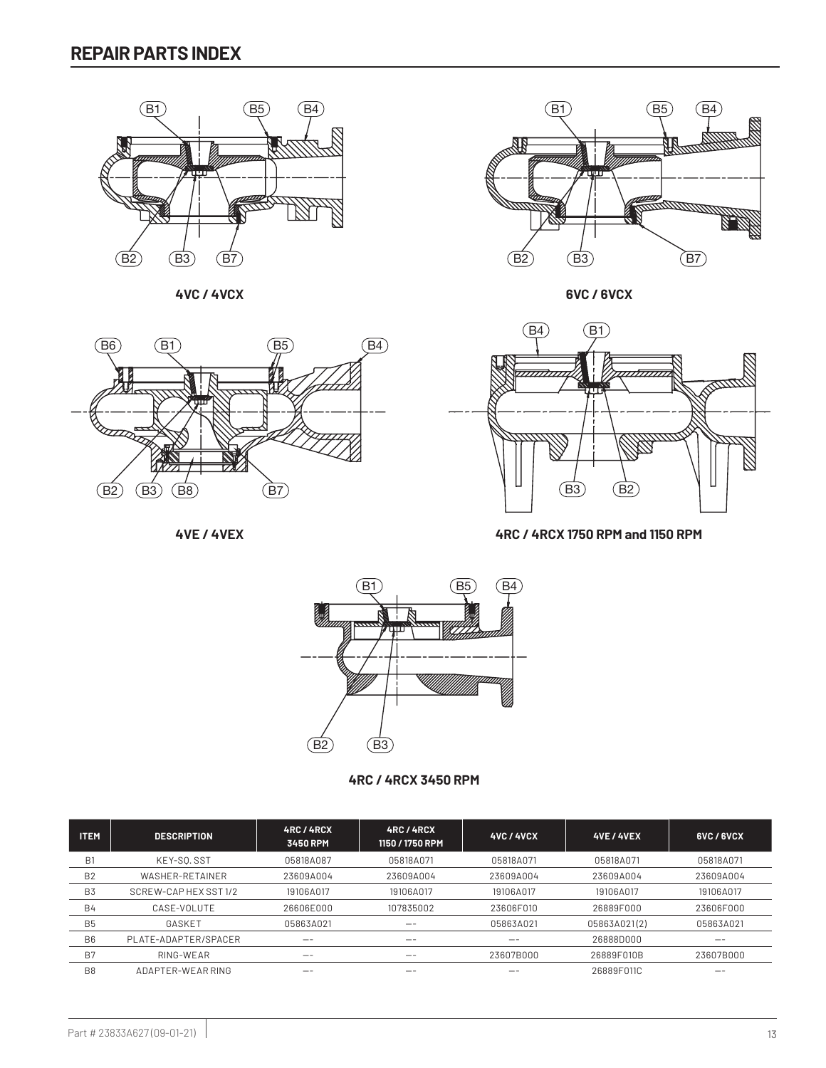## REPAIR PARTS INDEX

4VC / 4VCX

6VC / 6VCX

4VE / 4VEX

4RC / 4RCX 1750 RPM and 1150 RPM

4RC / 4RCX 3450 RPM

| ITEM | DESCRIPTION | 4RC / 4RCX 3450 RPM | 4RC / 4RCX 1150 / 1750 RPM | 4VC / 4VCX | 4VE / 4VEX | 6VC / 6VCX |
|---|---|---|---|---|---|---|
| B1 | KEY-SQ. SST | 05818A087 | 05818A071 | 05818A071 | 05818A071 | 05818A071 |
| B2 | WASHER-RETAINER | 23609A004 | 23609A004 | 23609A004 | 23609A004 | 23609A004 |
| B3 | SCREW-CAP HEX SST 1/2 | 19106A017 | 19106A017 | 19106A017 | 19106A017 | 19106A017 |
| B4 | CASE-VOLUTE | 26606E000 | 107835002 | 23606F010 | 26889F000 | 23606F000 |
| B5 | GASKET | 05863A021 | -- | 05863A021 | 05863A021(2) | 05863A021 |
| B6 | PLATE-ADAPTER/SPACER | -- | -- | -- | 26888D000 | -- |
| B7 | RING-WEAR | -- | -- | 23607B000 | 26889F010B | 23607B000 |
| B8 | ADAPTER-WEAR RING | -- | -- | -- | 26889F011C | -- |

Part # 23833A627(09-01-21)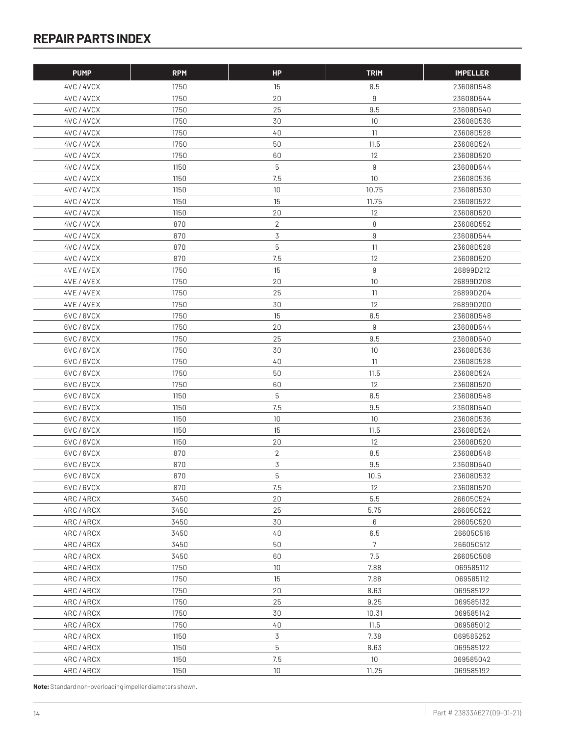# REPAIR PARTS INDEX

| PUMP | RPM | HP | TRIM | IMPELLER |
|---|---|---|---|---|
| 4VC / 4VCX | 1750 | 15 | 8.5 | 23608D548 |
| 4VC / 4VCX | 1750 | 20 | 9 | 23608D544 |
| 4VC / 4VCX | 1750 | 25 | 9.5 | 23608D540 |
| 4VC / 4VCX | 1750 | 30 | 10 | 23608D536 |
| 4VC / 4VCX | 1750 | 40 | 11 | 23608D528 |
| 4VC / 4VCX | 1750 | 50 | 11.5 | 23608D524 |
| 4VC / 4VCX | 1750 | 60 | 12 | 23608D520 |
| 4VC / 4VCX | 1150 | 5 | 9 | 23608D544 |
| 4VC / 4VCX | 1150 | 7.5 | 10 | 23608D536 |
| 4VC / 4VCX | 1150 | 10 | 10.75 | 23608D530 |
| 4VC / 4VCX | 1150 | 15 | 11.75 | 23608D522 |
| 4VC / 4VCX | 1150 | 20 | 12 | 23608D520 |
| 4VC / 4VCX | 870 | 2 | 8 | 23608D552 |
| 4VC / 4VCX | 870 | 3 | 9 | 23608D544 |
| 4VC / 4VCX | 870 | 5 | 11 | 23608D528 |
| 4VC / 4VCX | 870 | 7.5 | 12 | 23608D520 |
| 4VE / 4VEX | 1750 | 15 | 9 | 26899D212 |
| 4VE / 4VEX | 1750 | 20 | 10 | 26899D208 |
| 4VE / 4VEX | 1750 | 25 | 11 | 26899D204 |
| 4VE / 4VEX | 1750 | 30 | 12 | 26899D200 |
| 6VC / 6VCX | 1750 | 15 | 8.5 | 23608D548 |
| 6VC / 6VCX | 1750 | 20 | 9 | 23608D544 |
| 6VC / 6VCX | 1750 | 25 | 9.5 | 23608D540 |
| 6VC / 6VCX | 1750 | 30 | 10 | 23608D536 |
| 6VC / 6VCX | 1750 | 40 | 11 | 23608D528 |
| 6VC / 6VCX | 1750 | 50 | 11.5 | 23608D524 |
| 6VC / 6VCX | 1750 | 60 | 12 | 23608D520 |
| 6VC / 6VCX | 1150 | 5 | 8.5 | 23608D548 |
| 6VC / 6VCX | 1150 | 7.5 | 9.5 | 23608D540 |
| 6VC / 6VCX | 1150 | 10 | 10 | 23608D536 |
| 6VC / 6VCX | 1150 | 15 | 11.5 | 23608D524 |
| 6VC / 6VCX | 1150 | 20 | 12 | 23608D520 |
| 6VC / 6VCX | 870 | 2 | 8.5 | 23608D548 |
| 6VC / 6VCX | 870 | 3 | 9.5 | 23608D540 |
| 6VC / 6VCX | 870 | 5 | 10.5 | 23608D532 |
| 6VC / 6VCX | 870 | 7.5 | 12 | 23608D520 |
| 4RC / 4RCX | 3450 | 20 | 5.5 | 26605C524 |
| 4RC / 4RCX | 3450 | 25 | 5.75 | 26605C522 |
| 4RC / 4RCX | 3450 | 30 | 6 | 26605C520 |
| 4RC / 4RCX | 3450 | 40 | 6.5 | 26605C516 |
| 4RC / 4RCX | 3450 | 50 | 7 | 26605C512 |
| 4RC / 4RCX | 3450 | 60 | 7.5 | 26605C508 |
| 4RC / 4RCX | 1750 | 10 | 7.88 | 069585112 |
| 4RC / 4RCX | 1750 | 15 | 7.88 | 069585112 |
| 4RC / 4RCX | 1750 | 20 | 8.63 | 069585122 |
| 4RC / 4RCX | 1750 | 25 | 9.25 | 069585132 |
| 4RC / 4RCX | 1750 | 30 | 10.31 | 069585142 |
| 4RC / 4RCX | 1750 | 40 | 11.5 | 069585012 |
| 4RC / 4RCX | 1150 | 3 | 7.38 | 069585252 |
| 4RC / 4RCX | 1150 | 5 | 8.63 | 069585122 |
| 4RC / 4RCX | 1150 | 7.5 | 10 | 069585042 |
| 4RC / 4RCX | 1150 | 10 | 11.25 | 069585192 |

**Note:** Standard non-overloading impeller diameters shown.

Part # 23833A627(09-01-21)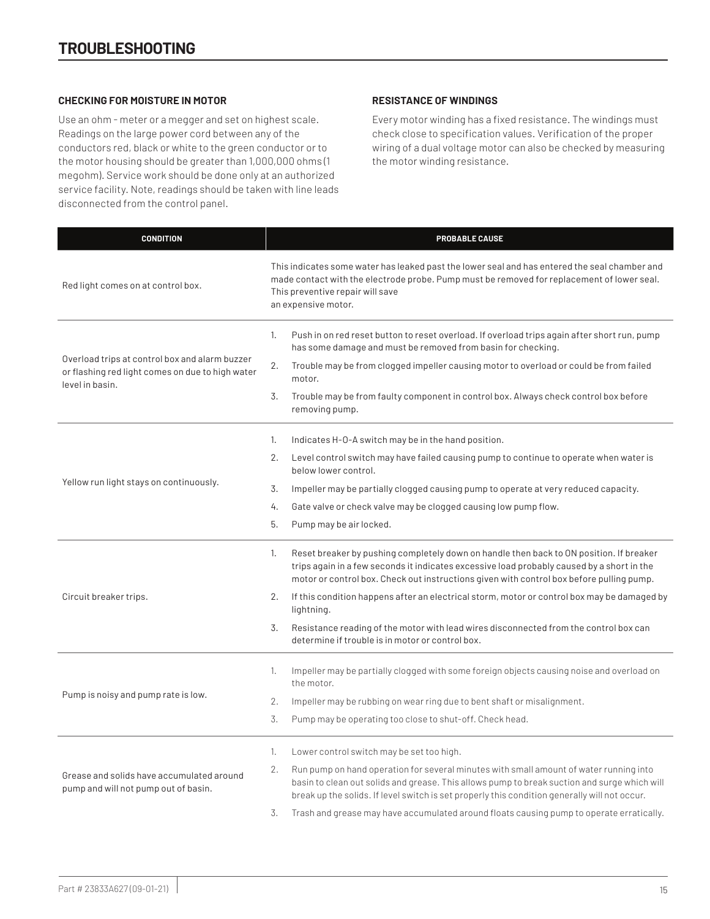# TROUBLESHOOTING

### CHECKING FOR MOISTURE IN MOTOR

Use an ohm - meter or a megger and set on highest scale. Readings on the large power cord between any of the conductors red, black or white to the green conductor or to the motor housing should be greater than 1,000,000 ohms (1 megohm). Service work should be done only at an authorized service facility. Note, readings should be taken with line leads disconnected from the control panel.

### RESISTANCE OF WINDINGS

Every motor winding has a fixed resistance. The windings must check close to specification values. Verification of the proper wiring of a dual voltage motor can also be checked by measuring the motor winding resistance.

| CONDITION | PROBABLE CAUSE |
|---|---|
| Red light comes on at control box. | This indicates some water has leaked past the lower seal and has entered the seal chamber and made contact with the electrode probe. Pump must be removed for replacement of lower seal. This preventive repair will save an expensive motor. |
| Overload trips at control box and alarm buzzer or flashing red light comes on due to high water level in basin. | 1. Push in on red reset button to reset overload. If overload trips again after short run, pump has some damage and must be removed from basin for checking.<br>2. Trouble may be from clogged impeller causing motor to overload or could be from failed motor.<br>3. Trouble may be from faulty component in control box. Always check control box before removing pump. |
| Yellow run light stays on continuously. | 1. Indicates H-O-A switch may be in the hand position.<br>2. Level control switch may have failed causing pump to continue to operate when water is below lower control.<br>3. Impeller may be partially clogged causing pump to operate at very reduced capacity.<br>4. Gate valve or check valve may be clogged causing low pump flow.<br>5. Pump may be air locked. |
| Circuit breaker trips. | 1. Reset breaker by pushing completely down on handle then back to ON position. If breaker trips again in a few seconds it indicates excessive load probably caused by a short in the motor or control box. Check out instructions given with control box before pulling pump.<br>2. If this condition happens after an electrical storm, motor or control box may be damaged by lightning.<br>3. Resistance reading of the motor with lead wires disconnected from the control box can determine if trouble is in motor or control box. |
| Pump is noisy and pump rate is low. | 1. Impeller may be partially clogged with some foreign objects causing noise and overload on the motor.<br>2. Impeller may be rubbing on wear ring due to bent shaft or misalignment.<br>3. Pump may be operating too close to shut-off. Check head. |
| Grease and solids have accumulated around pump and will not pump out of basin. | 1. Lower control switch may be set too high.<br>2. Run pump on hand operation for several minutes with small amount of water running into basin to clean out solids and grease. This allows pump to break suction and surge which will break up the solids. If level switch is set properly this condition generally will not occur.<br>3. Trash and grease may have accumulated around floats causing pump to operate erratically. |

Part # 23833A627(09-01-21)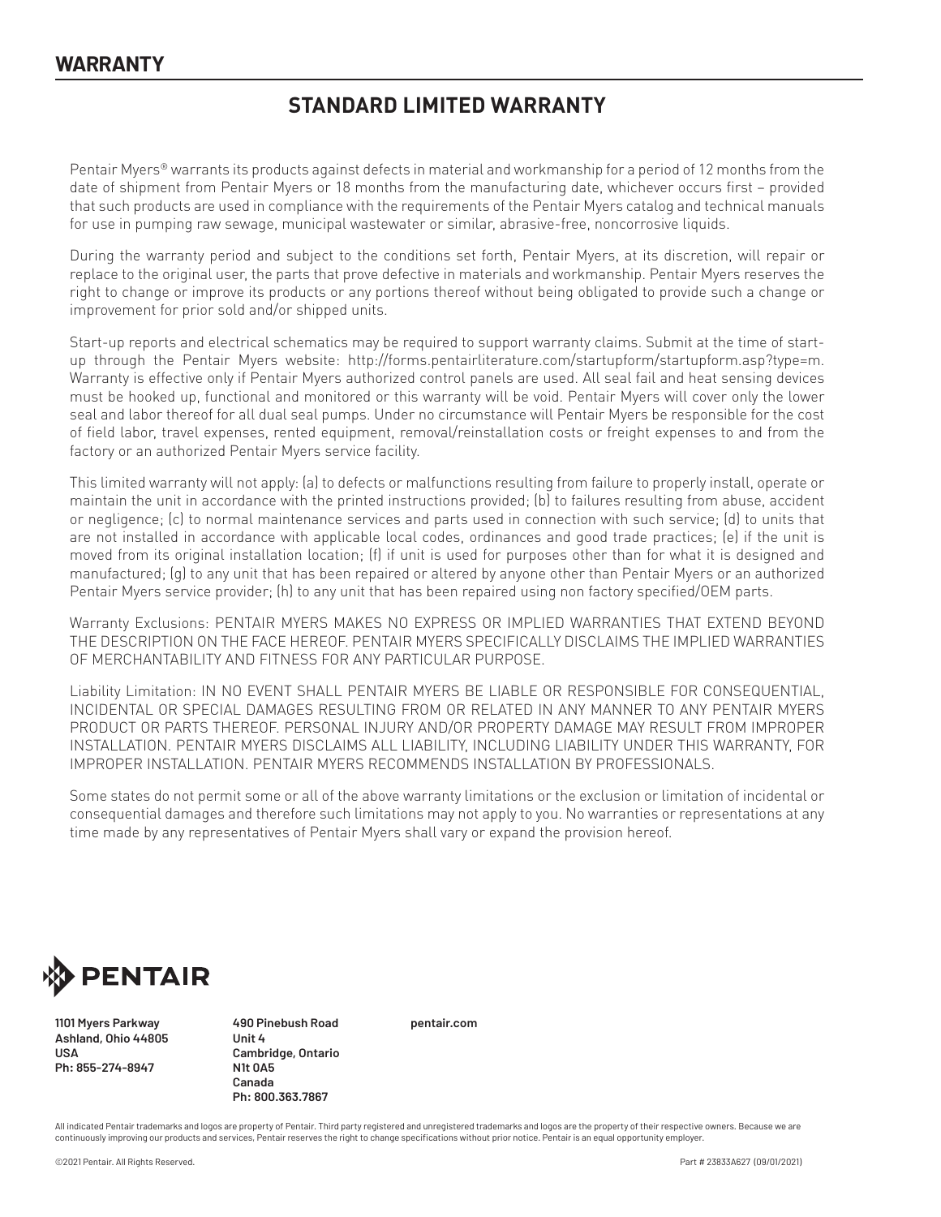# WARRANTY

## STANDARD LIMITED WARRANTY

Pentair Myers® warrants its products against defects in material and workmanship for a period of 12 months from the date of shipment from Pentair Myers or 18 months from the manufacturing date, whichever occurs first – provided that such products are used in compliance with the requirements of the Pentair Myers catalog and technical manuals for use in pumping raw sewage, municipal wastewater or similar, abrasive-free, noncorrosive liquids.

During the warranty period and subject to the conditions set forth, Pentair Myers, at its discretion, will repair or replace to the original user, the parts that prove defective in materials and workmanship. Pentair Myers reserves the right to change or improve its products or any portions thereof without being obligated to provide such a change or improvement for prior sold and/or shipped units.

Start-up reports and electrical schematics may be required to support warranty claims. Submit at the time of start-up through the Pentair Myers website: http://forms.pentairliterature.com/startupform/startupform.asp?type=m. Warranty is effective only if Pentair Myers authorized control panels are used. All seal fail and heat sensing devices must be hooked up, functional and monitored or this warranty will be void. Pentair Myers will cover only the lower seal and labor thereof for all dual seal pumps. Under no circumstance will Pentair Myers be responsible for the cost of field labor, travel expenses, rented equipment, removal/reinstallation costs or freight expenses to and from the factory or an authorized Pentair Myers service facility.

This limited warranty will not apply: (a) to defects or malfunctions resulting from failure to properly install, operate or maintain the unit in accordance with the printed instructions provided; (b) to failures resulting from abuse, accident or negligence; (c) to normal maintenance services and parts used in connection with such service; (d) to units that are not installed in accordance with applicable local codes, ordinances and good trade practices; (e) if the unit is moved from its original installation location; (f) if unit is used for purposes other than for what it is designed and manufactured; (g) to any unit that has been repaired or altered by anyone other than Pentair Myers or an authorized Pentair Myers service provider; (h) to any unit that has been repaired using non factory specified/OEM parts.

Warranty Exclusions: PENTAIR MYERS MAKES NO EXPRESS OR IMPLIED WARRANTIES THAT EXTEND BEYOND THE DESCRIPTION ON THE FACE HEREOF. PENTAIR MYERS SPECIFICALLY DISCLAIMS THE IMPLIED WARRANTIES OF MERCHANTABILITY AND FITNESS FOR ANY PARTICULAR PURPOSE.

Liability Limitation: IN NO EVENT SHALL PENTAIR MYERS BE LIABLE OR RESPONSIBLE FOR CONSEQUENTIAL, INCIDENTAL OR SPECIAL DAMAGES RESULTING FROM OR RELATED IN ANY MANNER TO ANY PENTAIR MYERS PRODUCT OR PARTS THEREOF. PERSONAL INJURY AND/OR PROPERTY DAMAGE MAY RESULT FROM IMPROPER INSTALLATION. PENTAIR MYERS DISCLAIMS ALL LIABILITY, INCLUDING LIABILITY UNDER THIS WARRANTY, FOR IMPROPER INSTALLATION. PENTAIR MYERS RECOMMENDS INSTALLATION BY PROFESSIONALS.

Some states do not permit some or all of the above warranty limitations or the exclusion or limitation of incidental or consequential damages and therefore such limitations may not apply to you. No warranties or representations at any time made by any representatives of Pentair Myers shall vary or expand the provision hereof.

PENTAIR

**1101 Myers Parkway**
**Ashland, Ohio 44805**
**USA**
**Ph: 855-274-8947**

**490 Pinebush Road**
**Unit 4**
**Cambridge, Ontario**
**N1t 0A5**
**Canada**
**Ph: 800.363.7867**

**pentair.com**

All indicated Pentair trademarks and logos are property of Pentair. Third party registered and unregistered trademarks and logos are the property of their respective owners. Because we are continuously improving our products and services, Pentair reserves the right to change specifications without prior notice. Pentair is an equal opportunity employer.

©2021 Pentair. All Rights Reserved.

Part # 23833A627 (09/01/2021)